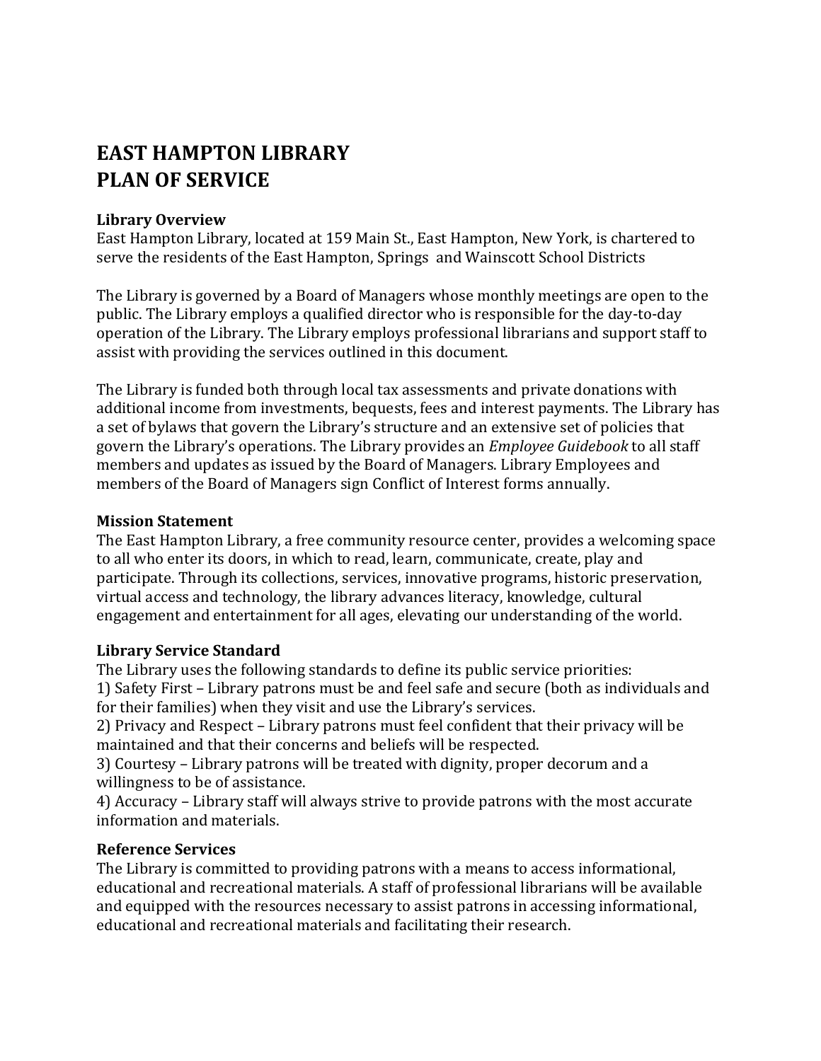# EAST HAMPTON LIBRARY
# PLAN OF SERVICE

**Library Overview**

East Hampton Library, located at 159 Main St., East Hampton, New York, is chartered to serve the residents of the East Hampton, Springs and Wainscott School Districts

The Library is governed by a Board of Managers whose monthly meetings are open to the public. The Library employs a qualified director who is responsible for the day-to-day operation of the Library. The Library employs professional librarians and support staff to assist with providing the services outlined in this document.

The Library is funded both through local tax assessments and private donations with additional income from investments, bequests, fees and interest payments. The Library has a set of bylaws that govern the Library's structure and an extensive set of policies that govern the Library's operations. The Library provides an *Employee Guidebook* to all staff members and updates as issued by the Board of Managers. Library Employees and members of the Board of Managers sign Conflict of Interest forms annually.

**Mission Statement**

The East Hampton Library, a free community resource center, provides a welcoming space to all who enter its doors, in which to read, learn, communicate, create, play and participate. Through its collections, services, innovative programs, historic preservation, virtual access and technology, the library advances literacy, knowledge, cultural engagement and entertainment for all ages, elevating our understanding of the world.

**Library Service Standard**

The Library uses the following standards to define its public service priorities:

1) Safety First – Library patrons must be and feel safe and secure (both as individuals and for their families) when they visit and use the Library's services.

2) Privacy and Respect – Library patrons must feel confident that their privacy will be maintained and that their concerns and beliefs will be respected.

3) Courtesy – Library patrons will be treated with dignity, proper decorum and a willingness to be of assistance.

4) Accuracy – Library staff will always strive to provide patrons with the most accurate information and materials.

**Reference Services**

The Library is committed to providing patrons with a means to access informational, educational and recreational materials. A staff of professional librarians will be available and equipped with the resources necessary to assist patrons in accessing informational, educational and recreational materials and facilitating their research.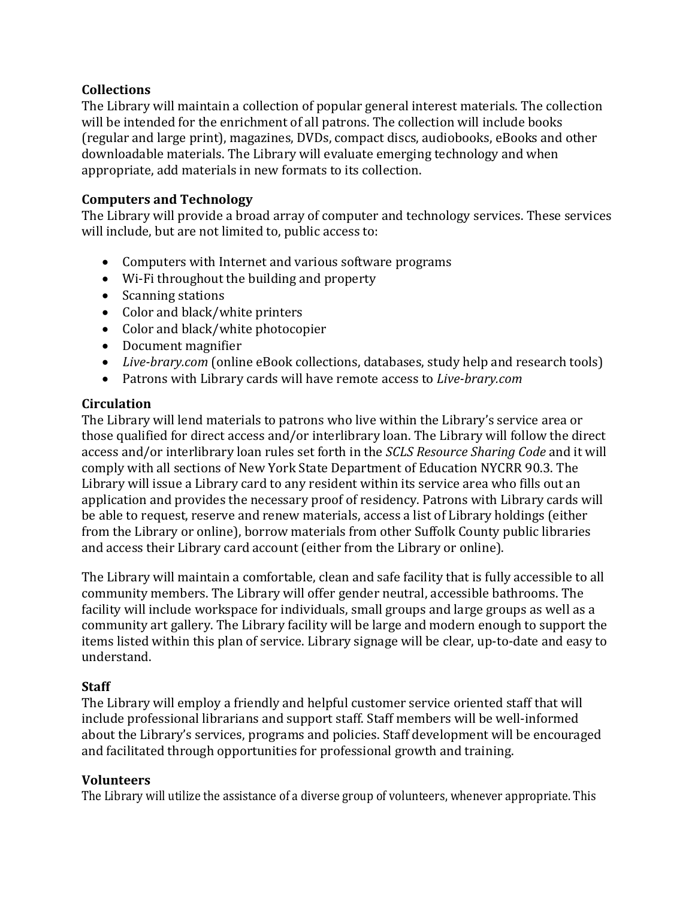**Collections**

The Library will maintain a collection of popular general interest materials. The collection will be intended for the enrichment of all patrons. The collection will include books (regular and large print), magazines, DVDs, compact discs, audiobooks, eBooks and other downloadable materials. The Library will evaluate emerging technology and when appropriate, add materials in new formats to its collection.

**Computers and Technology**

The Library will provide a broad array of computer and technology services. These services will include, but are not limited to, public access to:

- Computers with Internet and various software programs
- Wi-Fi throughout the building and property
- Scanning stations
- Color and black/white printers
- Color and black/white photocopier
- Document magnifier
- *Live-brary.com* (online eBook collections, databases, study help and research tools)
- Patrons with Library cards will have remote access to *Live-brary.com*

**Circulation**

The Library will lend materials to patrons who live within the Library's service area or those qualified for direct access and/or interlibrary loan. The Library will follow the direct access and/or interlibrary loan rules set forth in the *SCLS Resource Sharing Code* and it will comply with all sections of New York State Department of Education NYCRR 90.3. The Library will issue a Library card to any resident within its service area who fills out an application and provides the necessary proof of residency. Patrons with Library cards will be able to request, reserve and renew materials, access a list of Library holdings (either from the Library or online), borrow materials from other Suffolk County public libraries and access their Library card account (either from the Library or online).

The Library will maintain a comfortable, clean and safe facility that is fully accessible to all community members. The Library will offer gender neutral, accessible bathrooms. The facility will include workspace for individuals, small groups and large groups as well as a community art gallery. The Library facility will be large and modern enough to support the items listed within this plan of service. Library signage will be clear, up-to-date and easy to understand.

**Staff**

The Library will employ a friendly and helpful customer service oriented staff that will include professional librarians and support staff. Staff members will be well-informed about the Library's services, programs and policies. Staff development will be encouraged and facilitated through opportunities for professional growth and training.

**Volunteers**

The Library will utilize the assistance of a diverse group of volunteers, whenever appropriate. This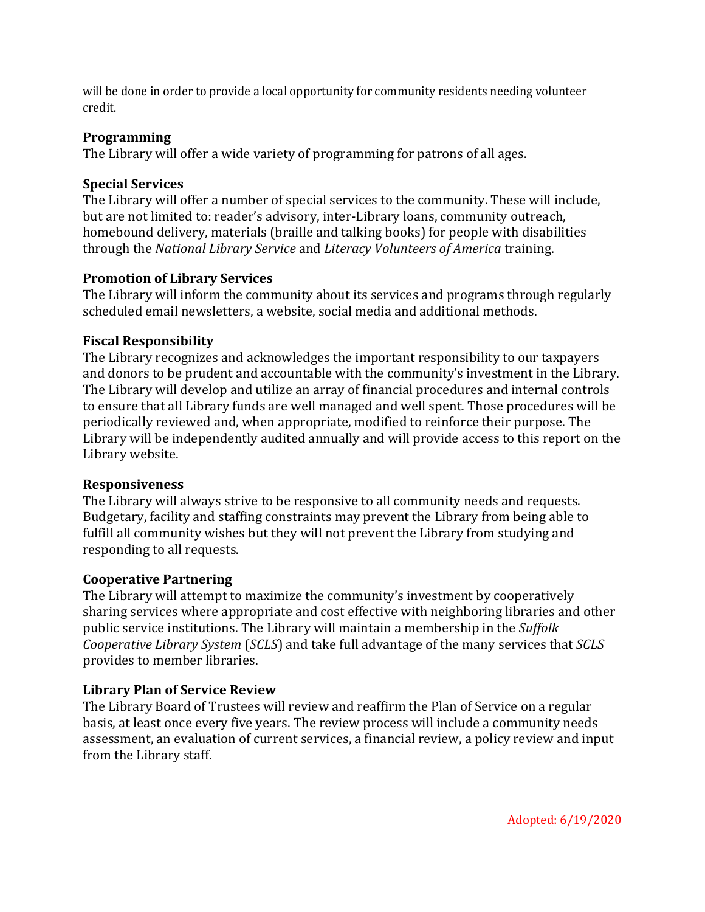will be done in order to provide a local opportunity for community residents needing volunteer credit.

**Programming**
The Library will offer a wide variety of programming for patrons of all ages.

**Special Services**
The Library will offer a number of special services to the community. These will include, but are not limited to: reader's advisory, inter-Library loans, community outreach, homebound delivery, materials (braille and talking books) for people with disabilities through the *National Library Service* and *Literacy Volunteers of America* training.

**Promotion of Library Services**
The Library will inform the community about its services and programs through regularly scheduled email newsletters, a website, social media and additional methods.

**Fiscal Responsibility**
The Library recognizes and acknowledges the important responsibility to our taxpayers and donors to be prudent and accountable with the community's investment in the Library. The Library will develop and utilize an array of financial procedures and internal controls to ensure that all Library funds are well managed and well spent. Those procedures will be periodically reviewed and, when appropriate, modified to reinforce their purpose. The Library will be independently audited annually and will provide access to this report on the Library website.

**Responsiveness**
The Library will always strive to be responsive to all community needs and requests. Budgetary, facility and staffing constraints may prevent the Library from being able to fulfill all community wishes but they will not prevent the Library from studying and responding to all requests.

**Cooperative Partnering**
The Library will attempt to maximize the community's investment by cooperatively sharing services where appropriate and cost effective with neighboring libraries and other public service institutions. The Library will maintain a membership in the *Suffolk Cooperative Library System* (*SCLS*) and take full advantage of the many services that *SCLS* provides to member libraries.

**Library Plan of Service Review**
The Library Board of Trustees will review and reaffirm the Plan of Service on a regular basis, at least once every five years. The review process will include a community needs assessment, an evaluation of current services, a financial review, a policy review and input from the Library staff.

Adopted: 6/19/2020